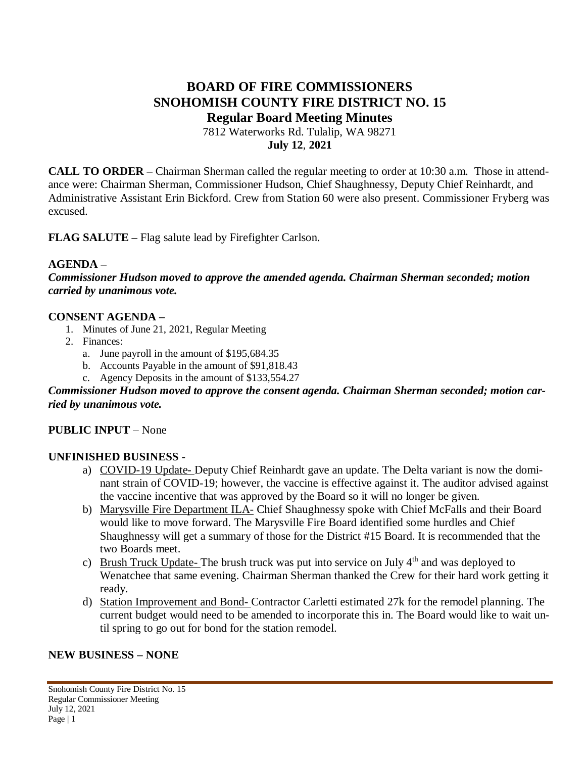# BOARD OF FIRE COMMISSIONERS
# SNOHOMISH COUNTY FIRE DISTRICT NO. 15
## Regular Board Meeting Minutes

7812 Waterworks Rd. Tulalip, WA 98271
**July 12, 2021**

**CALL TO ORDER –** Chairman Sherman called the regular meeting to order at 10:30 a.m. Those in attendance were: Chairman Sherman, Commissioner Hudson, Chief Shaughnessy, Deputy Chief Reinhardt, and Administrative Assistant Erin Bickford. Crew from Station 60 were also present. Commissioner Fryberg was excused.

**FLAG SALUTE –** Flag salute lead by Firefighter Carlson.

**AGENDA –**
***Commissioner Hudson moved to approve the amended agenda. Chairman Sherman seconded; motion carried by unanimous vote.***

**CONSENT AGENDA –**

1. Minutes of June 21, 2021, Regular Meeting
2. Finances:
   a. June payroll in the amount of $195,684.35
   b. Accounts Payable in the amount of $91,818.43
   c. Agency Deposits in the amount of $133,554.27

***Commissioner Hudson moved to approve the consent agenda. Chairman Sherman seconded; motion carried by unanimous vote.***

**PUBLIC INPUT** – None

**UNFINISHED BUSINESS** -

a) COVID-19 Update- Deputy Chief Reinhardt gave an update. The Delta variant is now the dominant strain of COVID-19; however, the vaccine is effective against it. The auditor advised against the vaccine incentive that was approved by the Board so it will no longer be given.
b) Marysville Fire Department ILA- Chief Shaughnessy spoke with Chief McFalls and their Board would like to move forward. The Marysville Fire Board identified some hurdles and Chief Shaughnessy will get a summary of those for the District #15 Board. It is recommended that the two Boards meet.
c) Brush Truck Update- The brush truck was put into service on July 4th and was deployed to Wenatchee that same evening. Chairman Sherman thanked the Crew for their hard work getting it ready.
d) Station Improvement and Bond- Contractor Carletti estimated 27k for the remodel planning. The current budget would need to be amended to incorporate this in. The Board would like to wait until spring to go out for bond for the station remodel.

**NEW BUSINESS – NONE**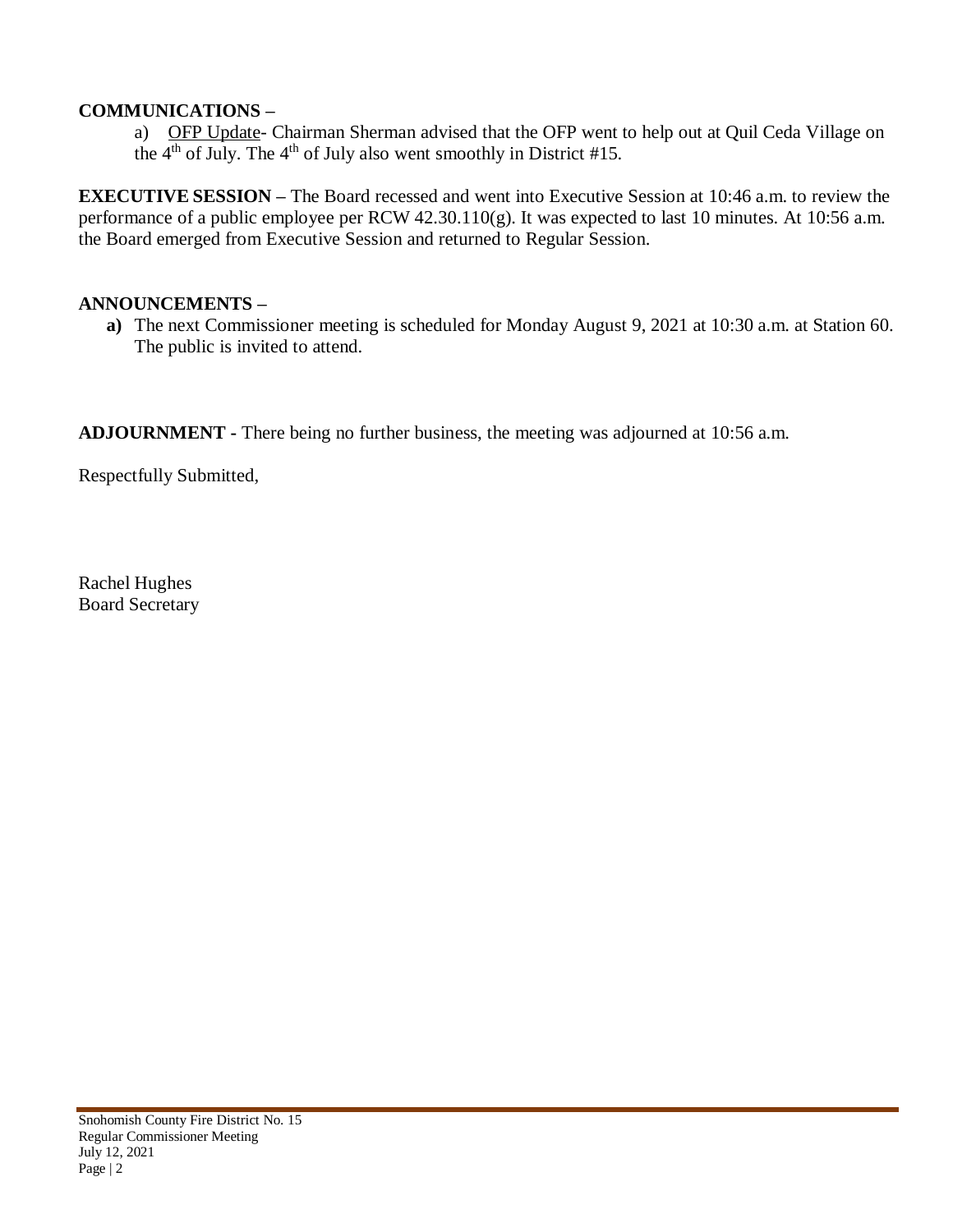**COMMUNICATIONS –**

a) OFP Update- Chairman Sherman advised that the OFP went to help out at Quil Ceda Village on the 4th of July. The 4th of July also went smoothly in District #15.

**EXECUTIVE SESSION –** The Board recessed and went into Executive Session at 10:46 a.m. to review the performance of a public employee per RCW 42.30.110(g). It was expected to last 10 minutes. At 10:56 a.m. the Board emerged from Executive Session and returned to Regular Session.

**ANNOUNCEMENTS –**

**a)** The next Commissioner meeting is scheduled for Monday August 9, 2021 at 10:30 a.m. at Station 60. The public is invited to attend.

**ADJOURNMENT -** There being no further business, the meeting was adjourned at 10:56 a.m.

Respectfully Submitted,

Rachel Hughes
Board Secretary